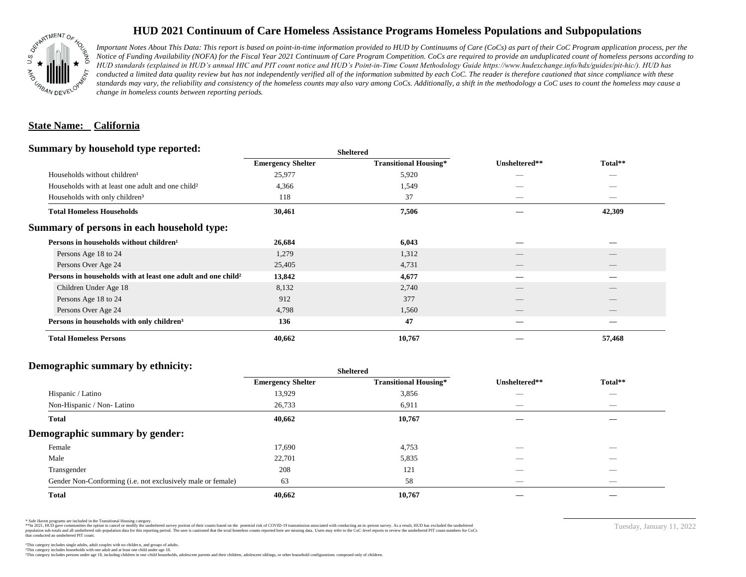# HUD 2021 Continuum of Care Homeless Assistance Programs Homeless Populations and Subpopulations

*Important Notes About This Data: This report is based on point-in-time information provided to HUD by Continuums of Care (CoCs) as part of their CoC Program application process, per the Notice of Funding Availability (NOFA) for the Fiscal Year 2021 Continuum of Care Program Competition. CoCs are required to provide an unduplicated count of homeless persons according to HUD standards (explained in HUD's annual HIC and PIT count notice and HUD's Point-in-Time Count Methodology Guide https://www.hudexchange.info/hdx/guides/pit-hic/). HUD has conducted a limited data quality review but has not independently verified all of the information submitted by each CoC. The reader is therefore cautioned that since compliance with these standards may vary, the reliability and consistency of the homeless counts may also vary among CoCs. Additionally, a shift in the methodology a CoC uses to count the homeless may cause a change in homeless counts between reporting periods.*

**State Name: California**

## Summary by household type reported:

| | Sheltered | | | |
|---|---|---|---|---|
| | **Emergency Shelter** | **Transitional Housing*** | **Unsheltered**** | **Total**** |
| Households without children[1] | 25,977 | 5,920 | — | — |
| Households with at least one adult and one child[2] | 4,366 | 1,549 | — | — |
| Households with only children[3] | 118 | 37 | — | — |
| **Total Homeless Households** | **30,461** | **7,506** | **—** | **42,309** |

## Summary of persons in each household type:

| | Emergency Shelter | Transitional Housing* | Unsheltered** | Total** |
|---|---|---|---|---|
| **Persons in households without children[1]** | **26,684** | **6,043** | **—** | **—** |
| Persons Age 18 to 24 | 1,279 | 1,312 | — | — |
| Persons Over Age 24 | 25,405 | 4,731 | — | — |
| **Persons in households with at least one adult and one child[2]** | **13,842** | **4,677** | **—** | **—** |
| Children Under Age 18 | 8,132 | 2,740 | — | — |
| Persons Age 18 to 24 | 912 | 377 | — | — |
| Persons Over Age 24 | 4,798 | 1,560 | — | — |
| **Persons in households with only children[3]** | **136** | **47** | **—** | **—** |
| **Total Homeless Persons** | **40,662** | **10,767** | **—** | **57,468** |

## Demographic summary by ethnicity:

| | Sheltered | | | |
|---|---|---|---|---|
| | **Emergency Shelter** | **Transitional Housing*** | **Unsheltered**** | **Total**** |
| Hispanic / Latino | 13,929 | 3,856 | — | — |
| Non-Hispanic / Non- Latino | 26,733 | 6,911 | — | — |
| **Total** | **40,662** | **10,767** | **—** | **—** |

## Demographic summary by gender:

| | Emergency Shelter | Transitional Housing* | Unsheltered** | Total** |
|---|---|---|---|---|
| Female | 17,690 | 4,753 | — | — |
| Male | 22,701 | 5,835 | — | — |
| Transgender | 208 | 121 | — | — |
| Gender Non-Conforming (i.e. not exclusively male or female) | 63 | 58 | — | — |
| **Total** | **40,662** | **10,767** | **—** | **—** |

* Safe Haven programs are included in the Transitional Housing category.
**In 2021, HUD gave communities the option to cancel or modify the unsheltered survey portion of their counts based on the potential risk of COVID-19 transmission associated with conducting an in-person survey. As a result, HUD has excluded the unsheltered population sub-totals and all unsheltered sub-population data for this reporting period. The user is cautioned that the total homeless counts reported here are missing data. Users may refer to the CoC-level reports to review the unsheltered PIT count numbers for CoCs that conducted an unsheltered PIT count.

[1]This category includes single adults, adult couples with no children, and groups of adults.
[2]This category includes households with one adult and at least one child under age 18.
[3]This category includes persons under age 18, including children in one-child households, adolescent parents and their children, adolescent siblings, or other household configurations composed only of children.

Tuesday, January 11, 2022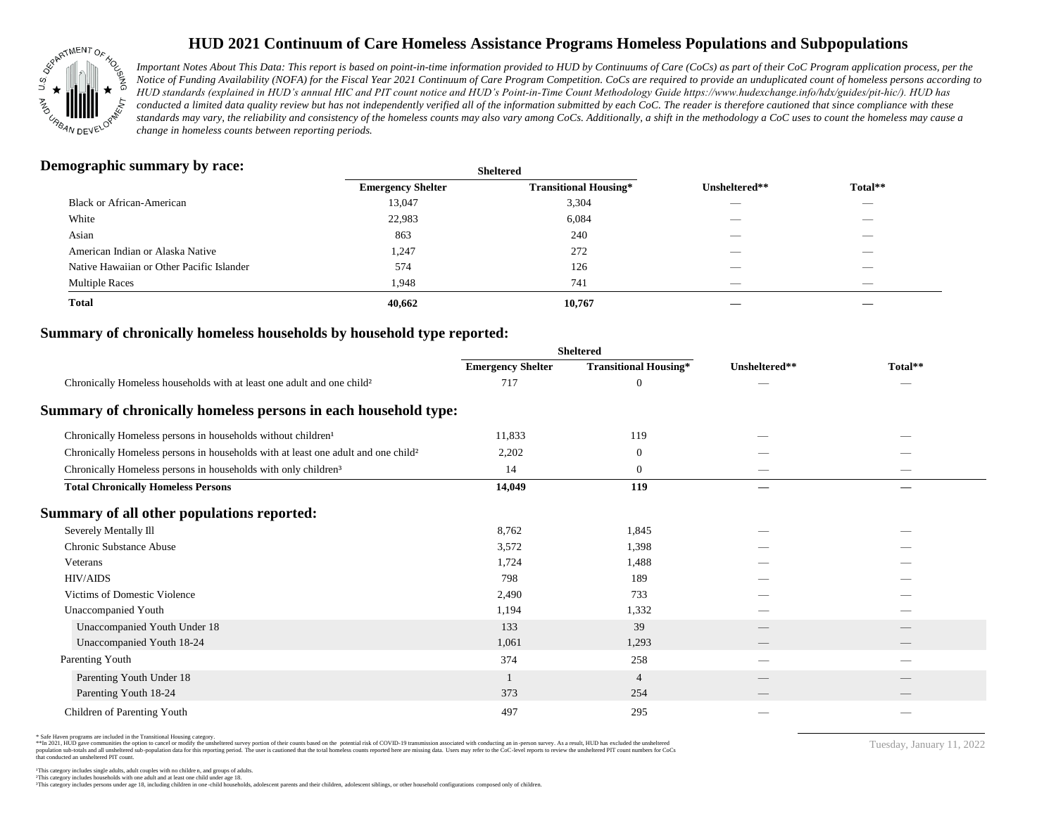# HUD 2021 Continuum of Care Homeless Assistance Programs Homeless Populations and Subpopulations

*Important Notes About This Data: This report is based on point-in-time information provided to HUD by Continuums of Care (CoCs) as part of their CoC Program application process, per the Notice of Funding Availability (NOFA) for the Fiscal Year 2021 Continuum of Care Program Competition. CoCs are required to provide an unduplicated count of homeless persons according to HUD standards (explained in HUD's annual HIC and PIT count notice and HUD's Point-in-Time Count Methodology Guide https://www.hudexchange.info/hdx/guides/pit-hic/). HUD has conducted a limited data quality review but has not independently verified all of the information submitted by each CoC. The reader is therefore cautioned that since compliance with these standards may vary, the reliability and consistency of the homeless counts may also vary among CoCs. Additionally, a shift in the methodology a CoC uses to count the homeless may cause a change in homeless counts between reporting periods.*

## Demographic summary by race:

| | Sheltered | | | |
|---|---|---|---|---|
| | Emergency Shelter | Transitional Housing* | Unsheltered** | Total** |
| Black or African-American | 13,047 | 3,304 | — | — |
| White | 22,983 | 6,084 | — | — |
| Asian | 863 | 240 | — | — |
| American Indian or Alaska Native | 1,247 | 272 | — | — |
| Native Hawaiian or Other Pacific Islander | 574 | 126 | — | — |
| Multiple Races | 1,948 | 741 | — | — |
| **Total** | **40,662** | **10,767** | **—** | **—** |

## Summary of chronically homeless households by household type reported:

| | Sheltered | | | |
|---|---|---|---|---|
| | Emergency Shelter | Transitional Housing* | Unsheltered** | Total** |
| Chronically Homeless households with at least one adult and one child[2] | 717 | 0 | — | — |

## Summary of chronically homeless persons in each household type:

| | Emergency Shelter | Transitional Housing* | Unsheltered** | Total** |
|---|---|---|---|---|
| Chronically Homeless persons in households without children[1] | 11,833 | 119 | — | — |
| Chronically Homeless persons in households with at least one adult and one child[2] | 2,202 | 0 | — | — |
| Chronically Homeless persons in households with only children[3] | 14 | 0 | — | — |
| **Total Chronically Homeless Persons** | **14,049** | **119** | **—** | **—** |

## Summary of all other populations reported:

| | Emergency Shelter | Transitional Housing* | Unsheltered** | Total** |
|---|---|---|---|---|
| Severely Mentally Ill | 8,762 | 1,845 | — | — |
| Chronic Substance Abuse | 3,572 | 1,398 | — | — |
| Veterans | 1,724 | 1,488 | — | — |
| HIV/AIDS | 798 | 189 | — | — |
| Victims of Domestic Violence | 2,490 | 733 | — | — |
| Unaccompanied Youth | 1,194 | 1,332 | — | — |
| Unaccompanied Youth Under 18 | 133 | 39 | — | — |
| Unaccompanied Youth 18-24 | 1,061 | 1,293 | — | — |
| Parenting Youth | 374 | 258 | — | — |
| Parenting Youth Under 18 | 1 | 4 | — | — |
| Parenting Youth 18-24 | 373 | 254 | — | — |
| Children of Parenting Youth | 497 | 295 | — | — |

* Safe Haven programs are included in the Transitional Housing category.

**In 2021, HUD gave communities the option to cancel or modify the unsheltered survey portion of their counts based on the potential risk of COVID-19 transmission associated with conducting an in-person survey. As a result, HUD has excluded the unsheltered population sub-totals and all unsheltered sub-population data for this reporting period. The user is cautioned that the total homeless counts reported here are missing data. Users may refer to the CoC-level reports to review the unsheltered PIT count numbers for CoCs that conducted an unsheltered PIT count.

[1]This category includes single adults, adult couples with no children, and groups of adults.

[2]This category includes households with one adult and at least one child under age 18.

[3]This category includes persons under age 18, including children in one-child households, adolescent parents and their children, adolescent siblings, or other household configurations composed only of children.

Tuesday, January 11, 2022